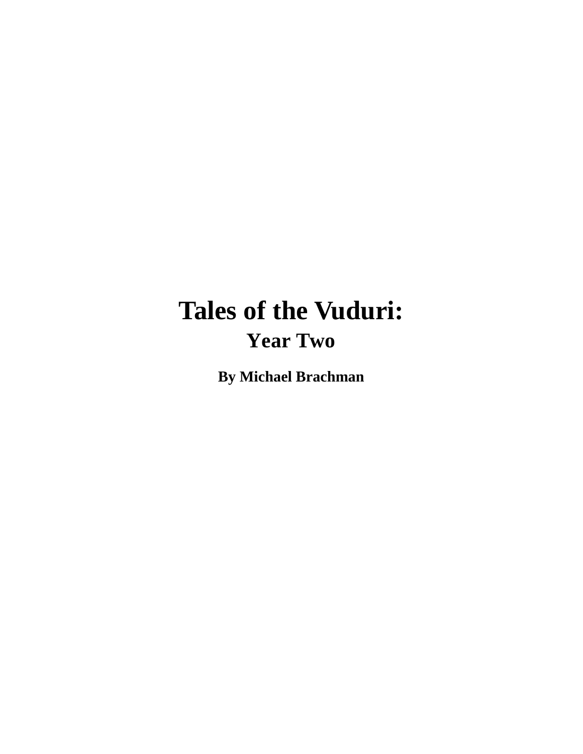# Tales of the Vuduri:

## Year Two

**By Michael Brachman**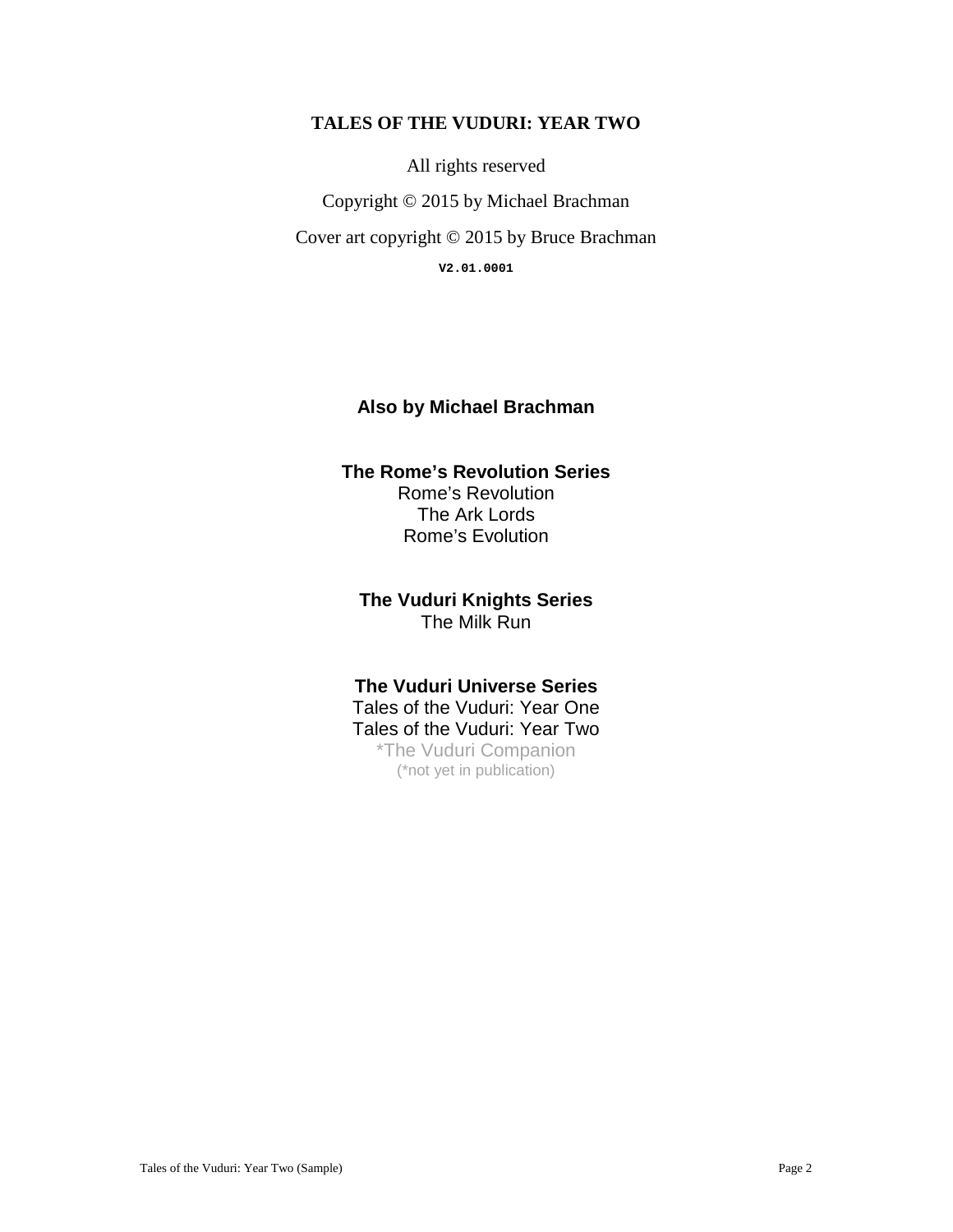**TALES OF THE VUDURI: YEAR TWO**

All rights reserved

Copyright © 2015 by Michael Brachman

Cover art copyright © 2015 by Bruce Brachman

**V2.01.0001**

## Also by Michael Brachman

### The Rome's Revolution Series

Rome's Revolution
The Ark Lords
Rome's Evolution

### The Vuduri Knights Series

The Milk Run

### The Vuduri Universe Series

Tales of the Vuduri: Year One
Tales of the Vuduri: Year Two
*The Vuduri Companion
(*not yet in publication)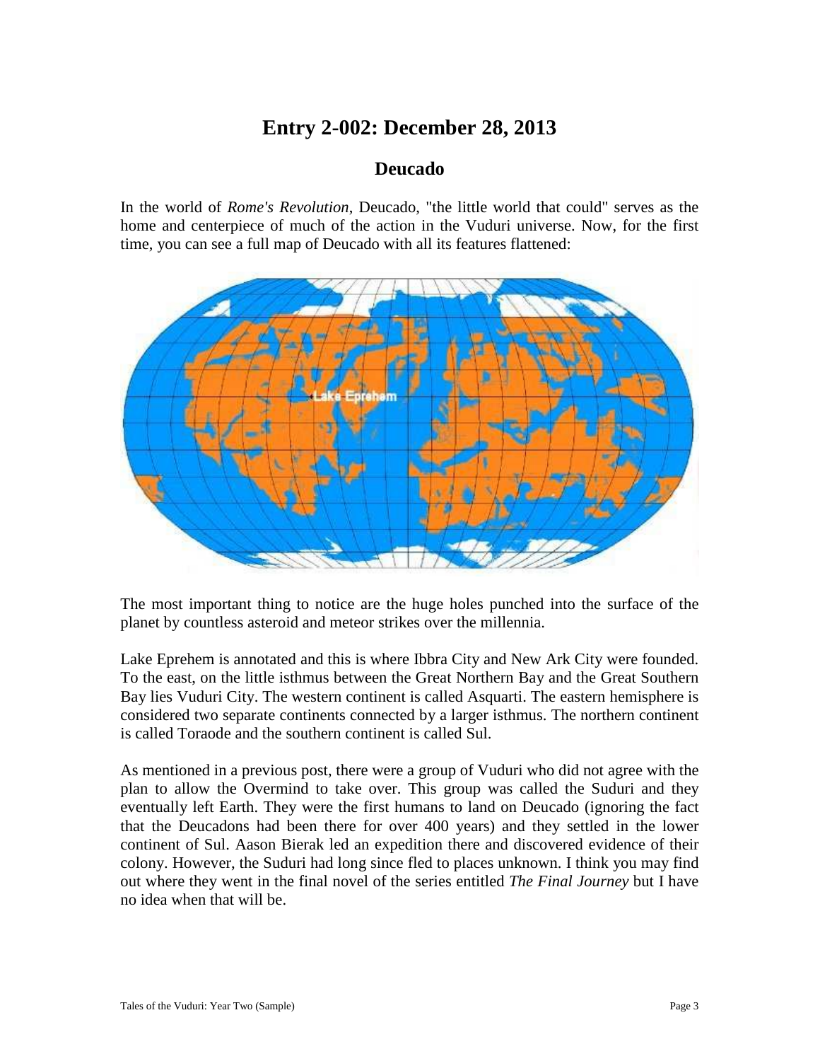# Entry 2-002: December 28, 2013

## Deucado

In the world of *Rome's Revolution*, Deucado, "the little world that could" serves as the home and centerpiece of much of the action in the Vuduri universe. Now, for the first time, you can see a full map of Deucado with all its features flattened:

The most important thing to notice are the huge holes punched into the surface of the planet by countless asteroid and meteor strikes over the millennia.

Lake Eprehem is annotated and this is where Ibbra City and New Ark City were founded. To the east, on the little isthmus between the Great Northern Bay and the Great Southern Bay lies Vuduri City. The western continent is called Asquarti. The eastern hemisphere is considered two separate continents connected by a larger isthmus. The northern continent is called Toraode and the southern continent is called Sul.

As mentioned in a previous post, there were a group of Vuduri who did not agree with the plan to allow the Overmind to take over. This group was called the Suduri and they eventually left Earth. They were the first humans to land on Deucado (ignoring the fact that the Deucadons had been there for over 400 years) and they settled in the lower continent of Sul. Aason Bierak led an expedition there and discovered evidence of their colony. However, the Suduri had long since fled to places unknown. I think you may find out where they went in the final novel of the series entitled *The Final Journey* but I have no idea when that will be.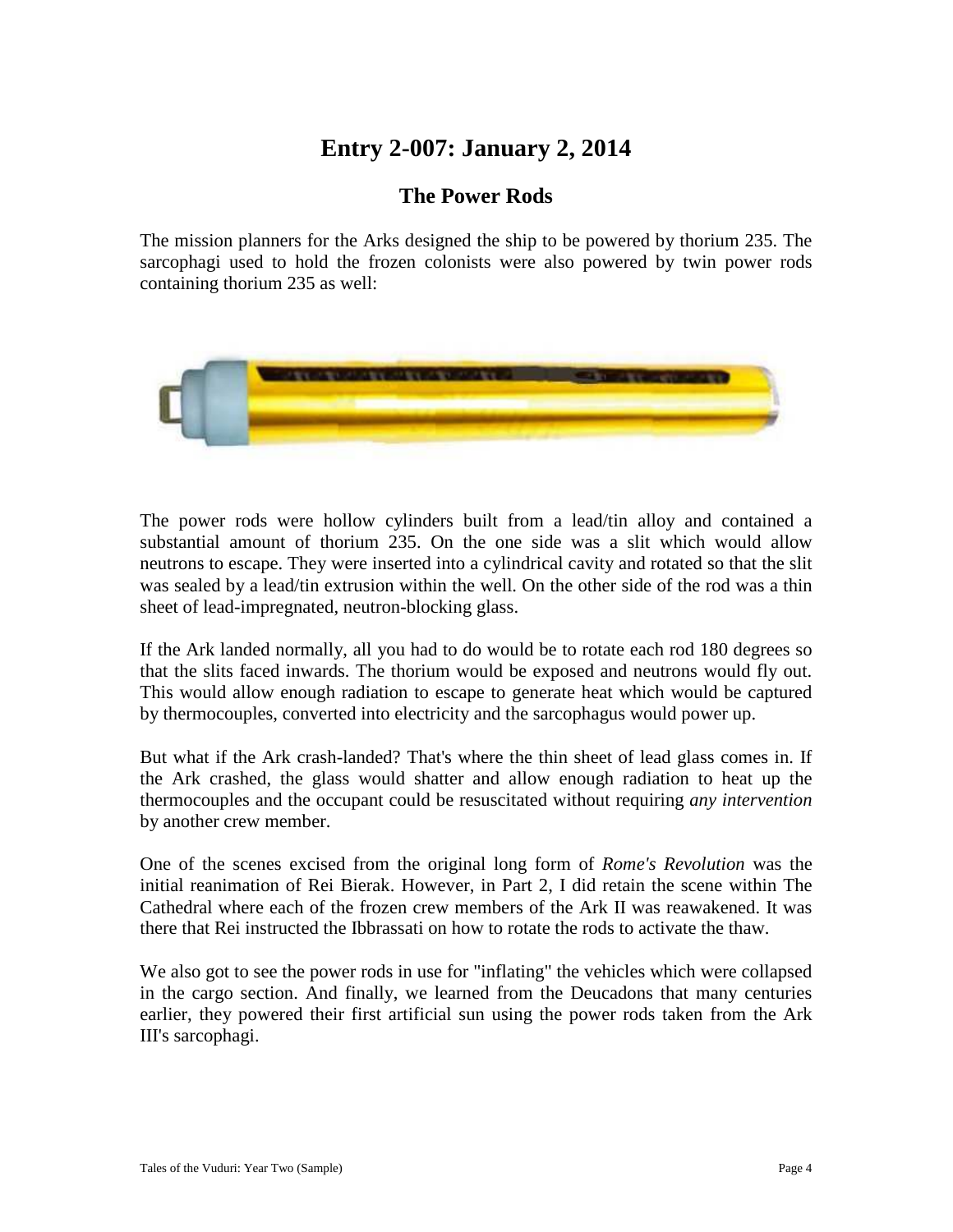# Entry 2-007: January 2, 2014

## The Power Rods

The mission planners for the Arks designed the ship to be powered by thorium 235. The sarcophagi used to hold the frozen colonists were also powered by twin power rods containing thorium 235 as well:

The power rods were hollow cylinders built from a lead/tin alloy and contained a substantial amount of thorium 235. On the one side was a slit which would allow neutrons to escape. They were inserted into a cylindrical cavity and rotated so that the slit was sealed by a lead/tin extrusion within the well. On the other side of the rod was a thin sheet of lead-impregnated, neutron-blocking glass.

If the Ark landed normally, all you had to do would be to rotate each rod 180 degrees so that the slits faced inwards. The thorium would be exposed and neutrons would fly out. This would allow enough radiation to escape to generate heat which would be captured by thermocouples, converted into electricity and the sarcophagus would power up.

But what if the Ark crash-landed? That's where the thin sheet of lead glass comes in. If the Ark crashed, the glass would shatter and allow enough radiation to heat up the thermocouples and the occupant could be resuscitated without requiring *any intervention* by another crew member.

One of the scenes excised from the original long form of *Rome's Revolution* was the initial reanimation of Rei Bierak. However, in Part 2, I did retain the scene within The Cathedral where each of the frozen crew members of the Ark II was reawakened. It was there that Rei instructed the Ibbrassati on how to rotate the rods to activate the thaw.

We also got to see the power rods in use for "inflating" the vehicles which were collapsed in the cargo section. And finally, we learned from the Deucadons that many centuries earlier, they powered their first artificial sun using the power rods taken from the Ark III's sarcophagi.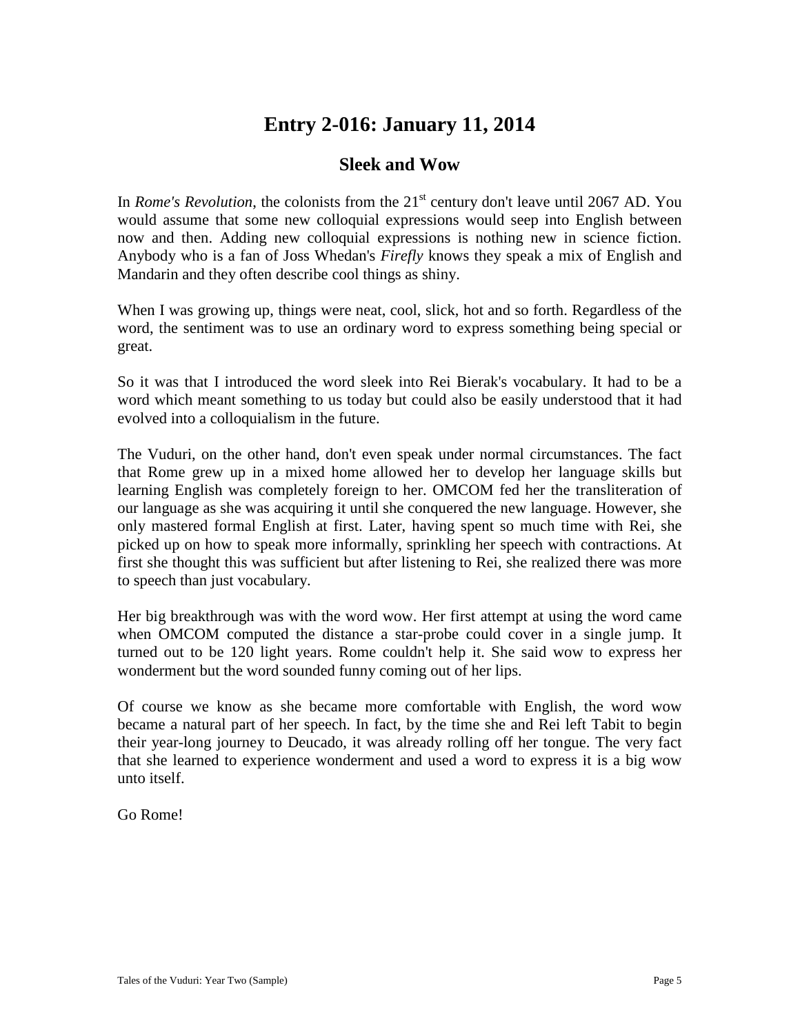# Entry 2-016: January 11, 2014

## Sleek and Wow

In *Rome's Revolution*, the colonists from the 21st century don't leave until 2067 AD. You would assume that some new colloquial expressions would seep into English between now and then. Adding new colloquial expressions is nothing new in science fiction. Anybody who is a fan of Joss Whedan's *Firefly* knows they speak a mix of English and Mandarin and they often describe cool things as shiny.

When I was growing up, things were neat, cool, slick, hot and so forth. Regardless of the word, the sentiment was to use an ordinary word to express something being special or great.

So it was that I introduced the word sleek into Rei Bierak's vocabulary. It had to be a word which meant something to us today but could also be easily understood that it had evolved into a colloquialism in the future.

The Vuduri, on the other hand, don't even speak under normal circumstances. The fact that Rome grew up in a mixed home allowed her to develop her language skills but learning English was completely foreign to her. OMCOM fed her the transliteration of our language as she was acquiring it until she conquered the new language. However, she only mastered formal English at first. Later, having spent so much time with Rei, she picked up on how to speak more informally, sprinkling her speech with contractions. At first she thought this was sufficient but after listening to Rei, she realized there was more to speech than just vocabulary.

Her big breakthrough was with the word wow. Her first attempt at using the word came when OMCOM computed the distance a star-probe could cover in a single jump. It turned out to be 120 light years. Rome couldn't help it. She said wow to express her wonderment but the word sounded funny coming out of her lips.

Of course we know as she became more comfortable with English, the word wow became a natural part of her speech. In fact, by the time she and Rei left Tabit to begin their year-long journey to Deucado, it was already rolling off her tongue. The very fact that she learned to experience wonderment and used a word to express it is a big wow unto itself.

Go Rome!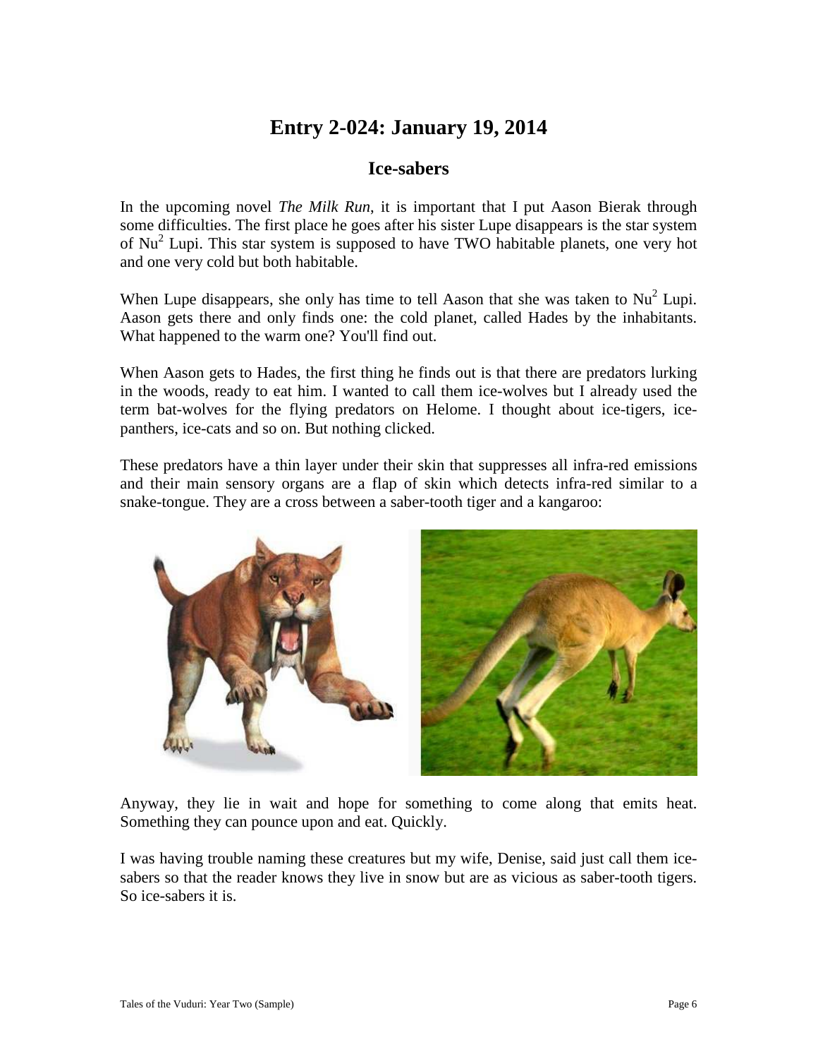# Entry 2-024: January 19, 2014

## Ice-sabers

In the upcoming novel *The Milk Run*, it is important that I put Aason Bierak through some difficulties. The first place he goes after his sister Lupe disappears is the star system of $Nu^2$ Lupi. This star system is supposed to have TWO habitable planets, one very hot and one very cold but both habitable.

When Lupe disappears, she only has time to tell Aason that she was taken to $Nu^2$ Lupi. Aason gets there and only finds one: the cold planet, called Hades by the inhabitants. What happened to the warm one? You'll find out.

When Aason gets to Hades, the first thing he finds out is that there are predators lurking in the woods, ready to eat him. I wanted to call them ice-wolves but I already used the term bat-wolves for the flying predators on Helome. I thought about ice-tigers, ice-panthers, ice-cats and so on. But nothing clicked.

These predators have a thin layer under their skin that suppresses all infra-red emissions and their main sensory organs are a flap of skin which detects infra-red similar to a snake-tongue. They are a cross between a saber-tooth tiger and a kangaroo:

Anyway, they lie in wait and hope for something to come along that emits heat. Something they can pounce upon and eat. Quickly.

I was having trouble naming these creatures but my wife, Denise, said just call them ice-sabers so that the reader knows they live in snow but are as vicious as saber-tooth tigers. So ice-sabers it is.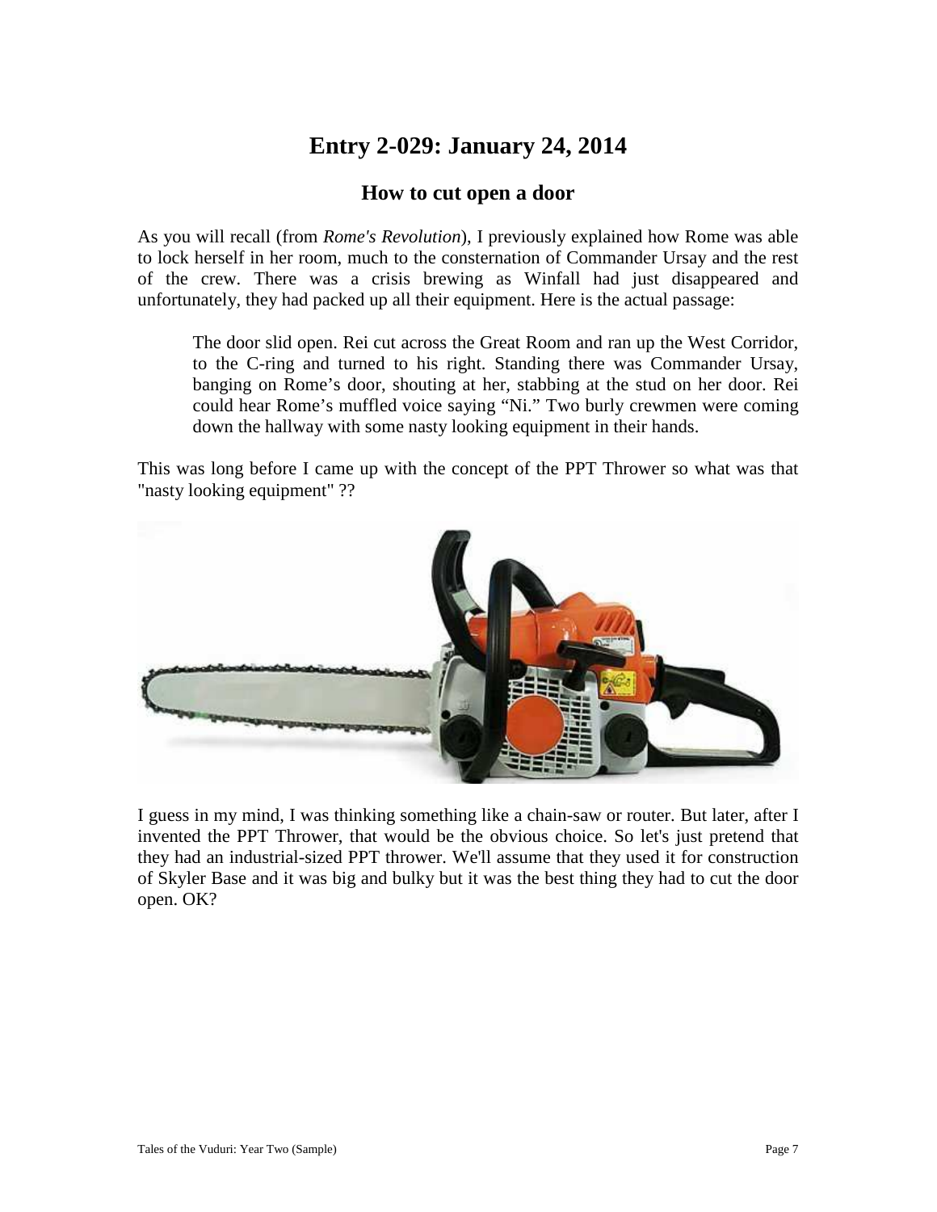# Entry 2-029: January 24, 2014

## How to cut open a door

As you will recall (from *Rome's Revolution*), I previously explained how Rome was able to lock herself in her room, much to the consternation of Commander Ursay and the rest of the crew. There was a crisis brewing as Winfall had just disappeared and unfortunately, they had packed up all their equipment. Here is the actual passage:

> The door slid open. Rei cut across the Great Room and ran up the West Corridor, to the C-ring and turned to his right. Standing there was Commander Ursay, banging on Rome's door, shouting at her, stabbing at the stud on her door. Rei could hear Rome's muffled voice saying "Ni." Two burly crewmen were coming down the hallway with some nasty looking equipment in their hands.

This was long before I came up with the concept of the PPT Thrower so what was that "nasty looking equipment" ??

I guess in my mind, I was thinking something like a chain-saw or router. But later, after I invented the PPT Thrower, that would be the obvious choice. So let's just pretend that they had an industrial-sized PPT thrower. We'll assume that they used it for construction of Skyler Base and it was big and bulky but it was the best thing they had to cut the door open. OK?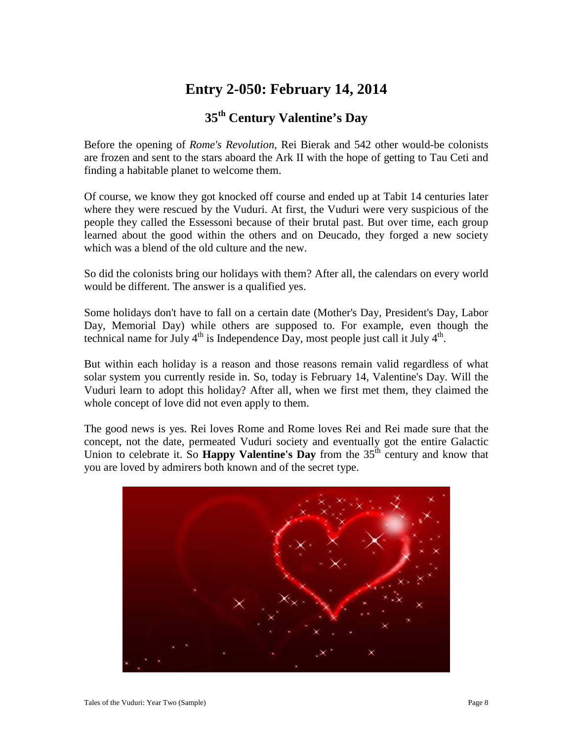# Entry 2-050: February 14, 2014

## 35th Century Valentine's Day

Before the opening of *Rome's Revolution*, Rei Bierak and 542 other would-be colonists are frozen and sent to the stars aboard the Ark II with the hope of getting to Tau Ceti and finding a habitable planet to welcome them.

Of course, we know they got knocked off course and ended up at Tabit 14 centuries later where they were rescued by the Vuduri. At first, the Vuduri were very suspicious of the people they called the Essessoni because of their brutal past. But over time, each group learned about the good within the others and on Deucado, they forged a new society which was a blend of the old culture and the new.

So did the colonists bring our holidays with them? After all, the calendars on every world would be different. The answer is a qualified yes.

Some holidays don't have to fall on a certain date (Mother's Day, President's Day, Labor Day, Memorial Day) while others are supposed to. For example, even though the technical name for July 4th is Independence Day, most people just call it July 4th.

But within each holiday is a reason and those reasons remain valid regardless of what solar system you currently reside in. So, today is February 14, Valentine's Day. Will the Vuduri learn to adopt this holiday? After all, when we first met them, they claimed the whole concept of love did not even apply to them.

The good news is yes. Rei loves Rome and Rome loves Rei and Rei made sure that the concept, not the date, permeated Vuduri society and eventually got the entire Galactic Union to celebrate it. So **Happy Valentine's Day** from the 35th century and know that you are loved by admirers both known and of the secret type.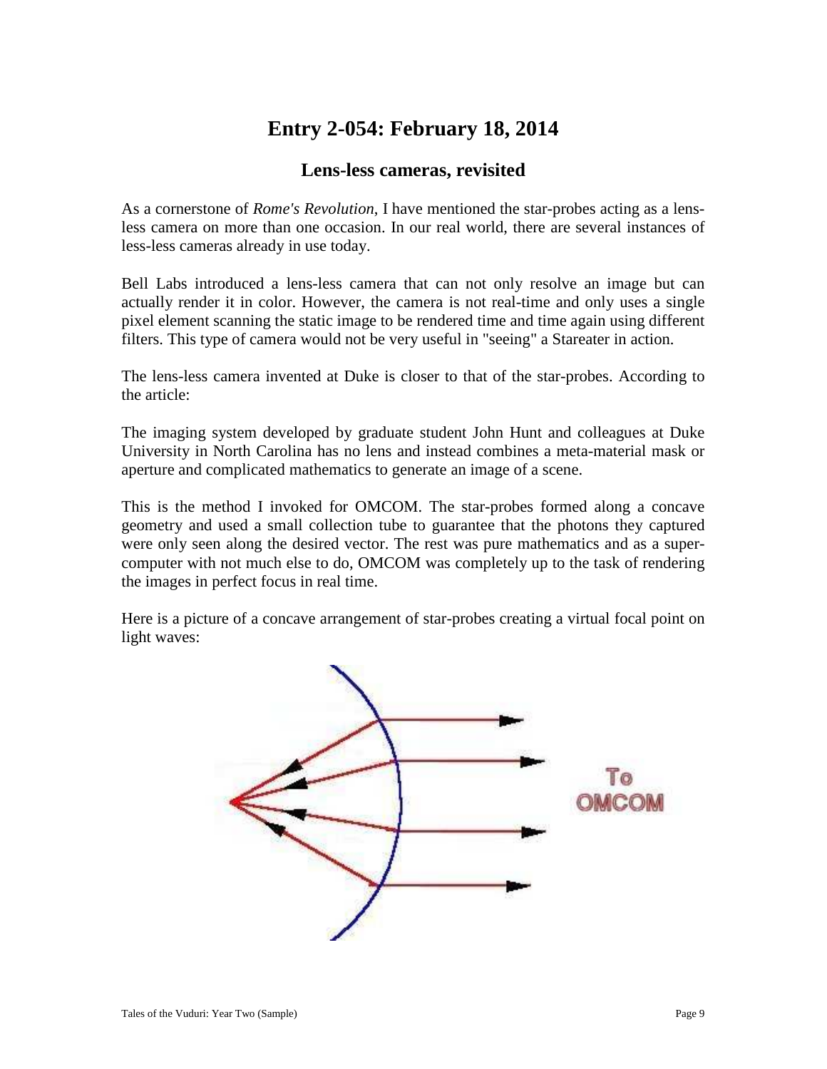# Entry 2-054: February 18, 2014

## Lens-less cameras, revisited

As a cornerstone of *Rome's Revolution*, I have mentioned the star-probes acting as a lens-less camera on more than one occasion. In our real world, there are several instances of less-less cameras already in use today.

Bell Labs introduced a lens-less camera that can not only resolve an image but can actually render it in color. However, the camera is not real-time and only uses a single pixel element scanning the static image to be rendered time and time again using different filters. This type of camera would not be very useful in "seeing" a Stareater in action.

The lens-less camera invented at Duke is closer to that of the star-probes. According to the article:

The imaging system developed by graduate student John Hunt and colleagues at Duke University in North Carolina has no lens and instead combines a meta-material mask or aperture and complicated mathematics to generate an image of a scene.

This is the method I invoked for OMCOM. The star-probes formed along a concave geometry and used a small collection tube to guarantee that the photons they captured were only seen along the desired vector. The rest was pure mathematics and as a super-computer with not much else to do, OMCOM was completely up to the task of rendering the images in perfect focus in real time.

Here is a picture of a concave arrangement of star-probes creating a virtual focal point on light waves:

To OMCOM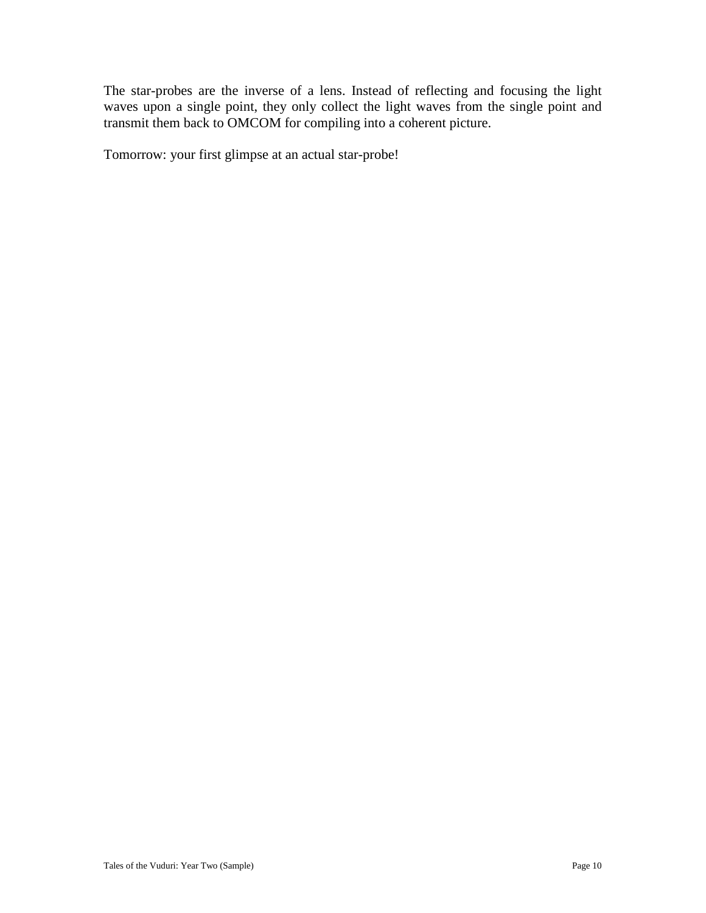The star-probes are the inverse of a lens. Instead of reflecting and focusing the light waves upon a single point, they only collect the light waves from the single point and transmit them back to OMCOM for compiling into a coherent picture.

Tomorrow: your first glimpse at an actual star-probe!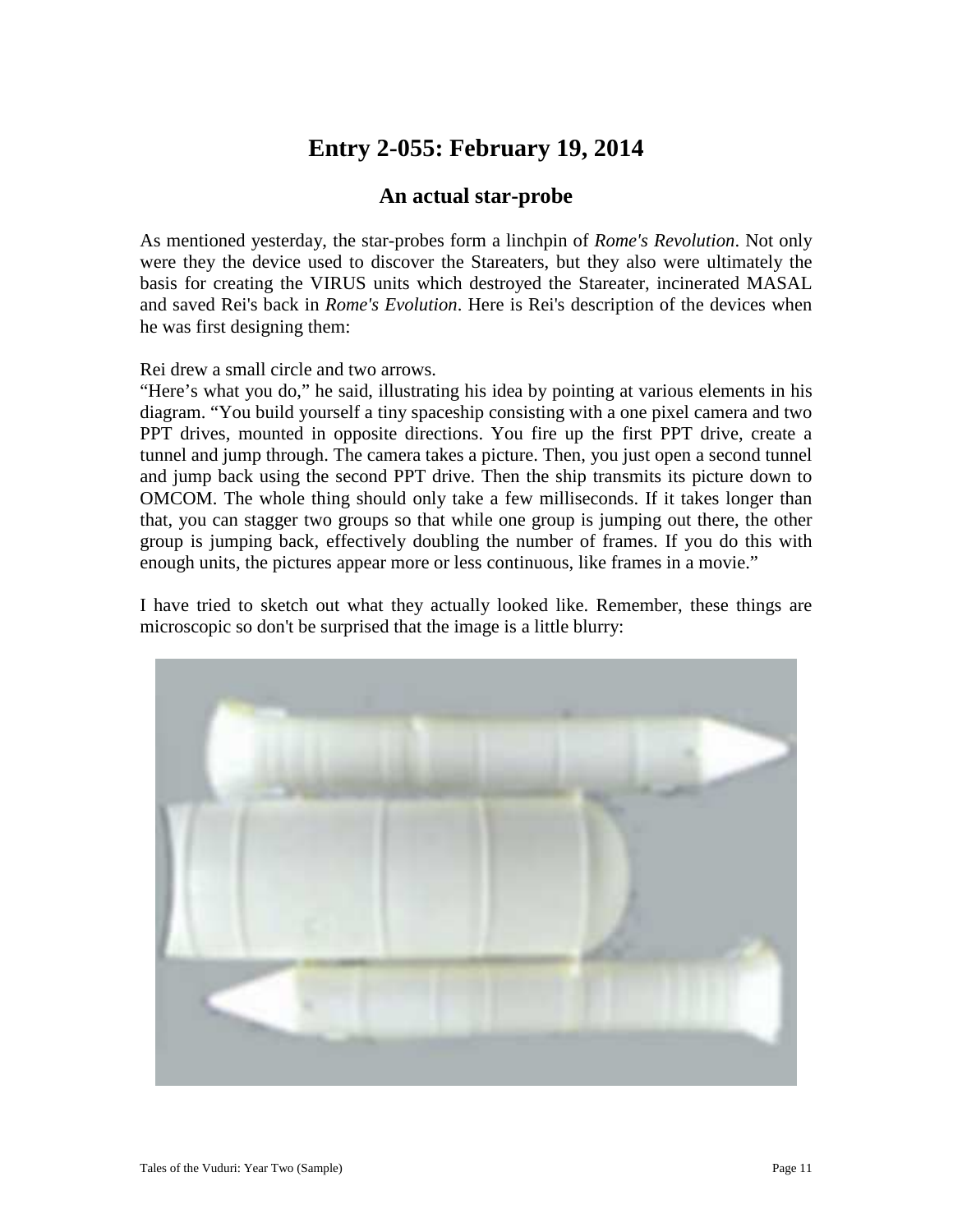# Entry 2-055: February 19, 2014

## An actual star-probe

As mentioned yesterday, the star-probes form a linchpin of *Rome's Revolution*. Not only were they the device used to discover the Stareaters, but they also were ultimately the basis for creating the VIRUS units which destroyed the Stareater, incinerated MASAL and saved Rei's back in *Rome's Evolution*. Here is Rei's description of the devices when he was first designing them:

Rei drew a small circle and two arrows.
"Here's what you do," he said, illustrating his idea by pointing at various elements in his diagram. "You build yourself a tiny spaceship consisting with a one pixel camera and two PPT drives, mounted in opposite directions. You fire up the first PPT drive, create a tunnel and jump through. The camera takes a picture. Then, you just open a second tunnel and jump back using the second PPT drive. Then the ship transmits its picture down to OMCOM. The whole thing should only take a few milliseconds. If it takes longer than that, you can stagger two groups so that while one group is jumping out there, the other group is jumping back, effectively doubling the number of frames. If you do this with enough units, the pictures appear more or less continuous, like frames in a movie."

I have tried to sketch out what they actually looked like. Remember, these things are microscopic so don't be surprised that the image is a little blurry: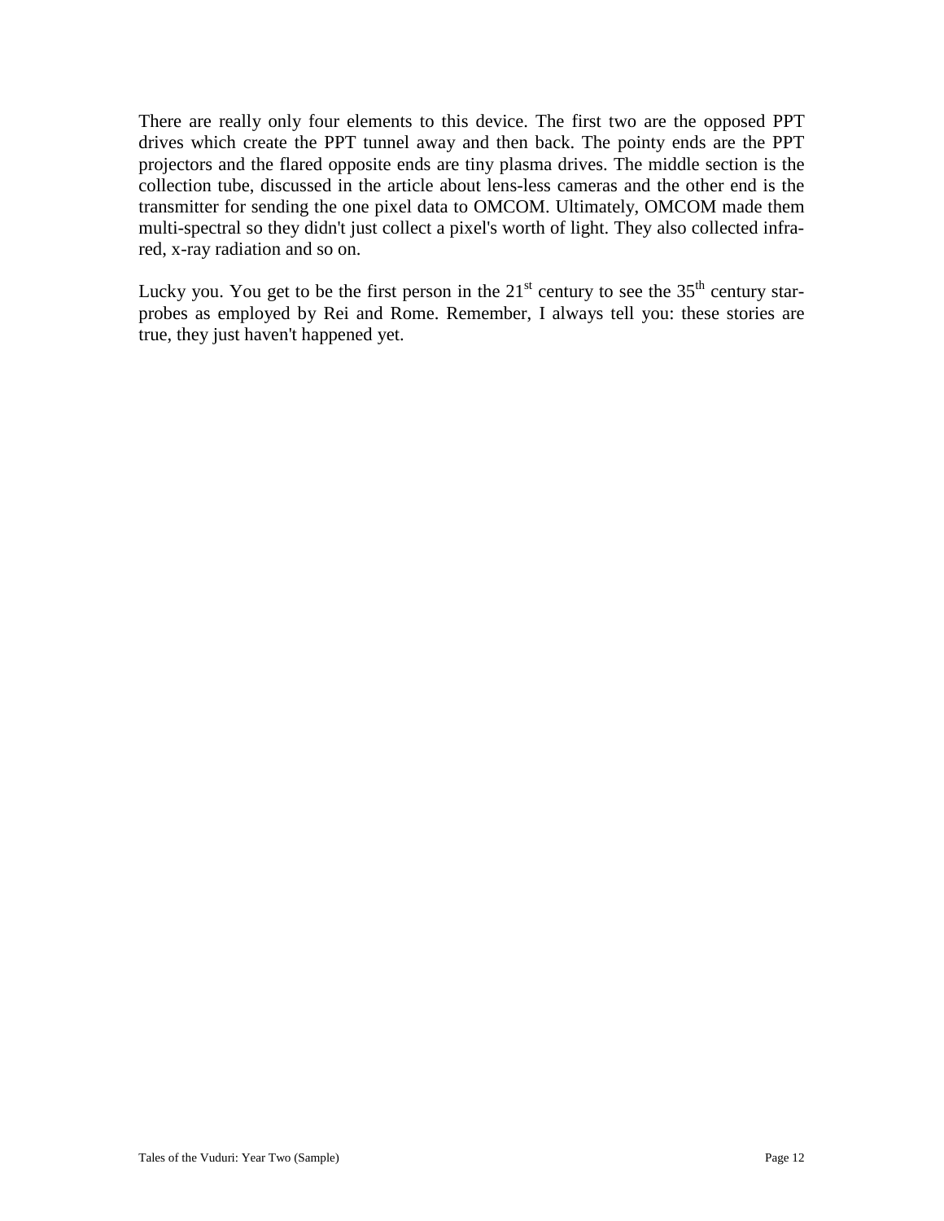There are really only four elements to this device. The first two are the opposed PPT drives which create the PPT tunnel away and then back. The pointy ends are the PPT projectors and the flared opposite ends are tiny plasma drives. The middle section is the collection tube, discussed in the article about lens-less cameras and the other end is the transmitter for sending the one pixel data to OMCOM. Ultimately, OMCOM made them multi-spectral so they didn't just collect a pixel's worth of light. They also collected infra-red, x-ray radiation and so on.

Lucky you. You get to be the first person in the 21st century to see the 35th century star-probes as employed by Rei and Rome. Remember, I always tell you: these stories are true, they just haven't happened yet.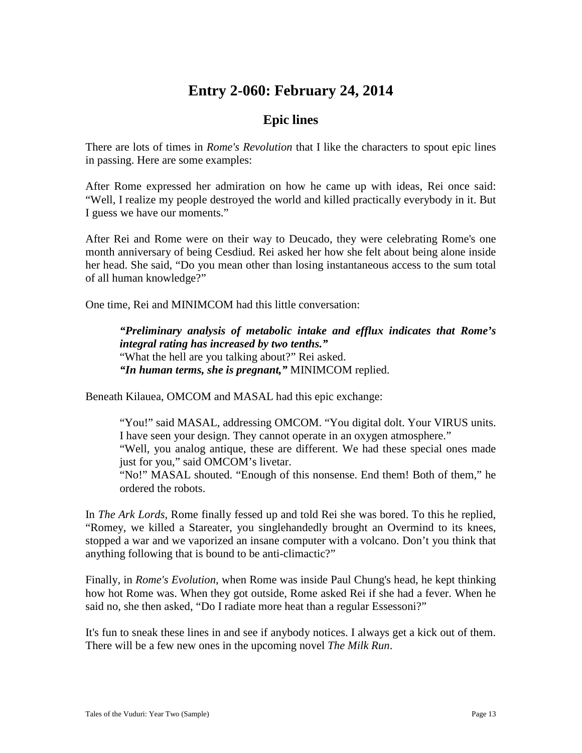# Entry 2-060: February 24, 2014

## Epic lines

There are lots of times in *Rome's Revolution* that I like the characters to spout epic lines in passing. Here are some examples:

After Rome expressed her admiration on how he came up with ideas, Rei once said: "Well, I realize my people destroyed the world and killed practically everybody in it. But I guess we have our moments."

After Rei and Rome were on their way to Deucado, they were celebrating Rome's one month anniversary of being Cesdiud. Rei asked her how she felt about being alone inside her head. She said, "Do you mean other than losing instantaneous access to the sum total of all human knowledge?"

One time, Rei and MINIMCOM had this little conversation:

> ***"Preliminary analysis of metabolic intake and efflux indicates that Rome's integral rating has increased by two tenths."***
> "What the hell are you talking about?" Rei asked.
> ***"In human terms, she is pregnant,"*** MINIMCOM replied.

Beneath Kilauea, OMCOM and MASAL had this epic exchange:

> "You!" said MASAL, addressing OMCOM. "You digital dolt. Your VIRUS units. I have seen your design. They cannot operate in an oxygen atmosphere."
> "Well, you analog antique, these are different. We had these special ones made just for you," said OMCOM's livetar.
> "No!" MASAL shouted. "Enough of this nonsense. End them! Both of them," he ordered the robots.

In *The Ark Lords*, Rome finally fessed up and told Rei she was bored. To this he replied, "Romey, we killed a Stareater, you singlehandedly brought an Overmind to its knees, stopped a war and we vaporized an insane computer with a volcano. Don't you think that anything following that is bound to be anti-climactic?"

Finally, in *Rome's Evolution*, when Rome was inside Paul Chung's head, he kept thinking how hot Rome was. When they got outside, Rome asked Rei if she had a fever. When he said no, she then asked, "Do I radiate more heat than a regular Essessoni?"

It's fun to sneak these lines in and see if anybody notices. I always get a kick out of them. There will be a few new ones in the upcoming novel *The Milk Run*.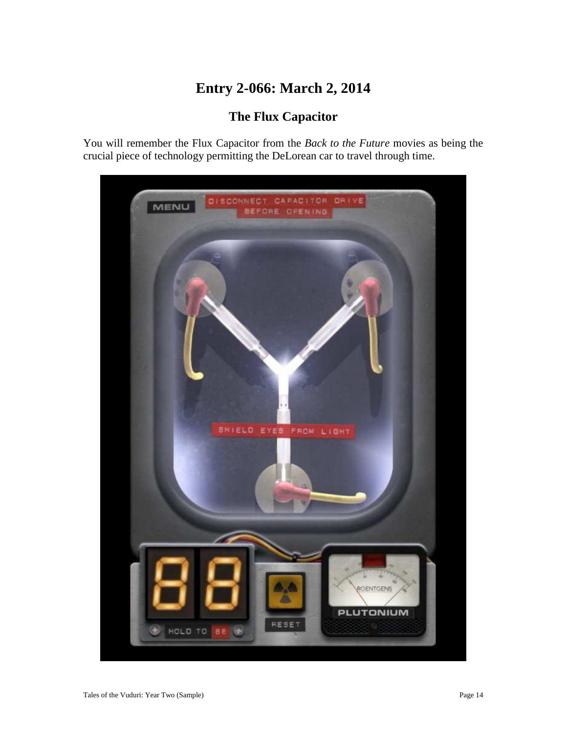# Entry 2-066: March 2, 2014

## The Flux Capacitor

You will remember the Flux Capacitor from the *Back to the Future* movies as being the crucial piece of technology permitting the DeLorean car to travel through time.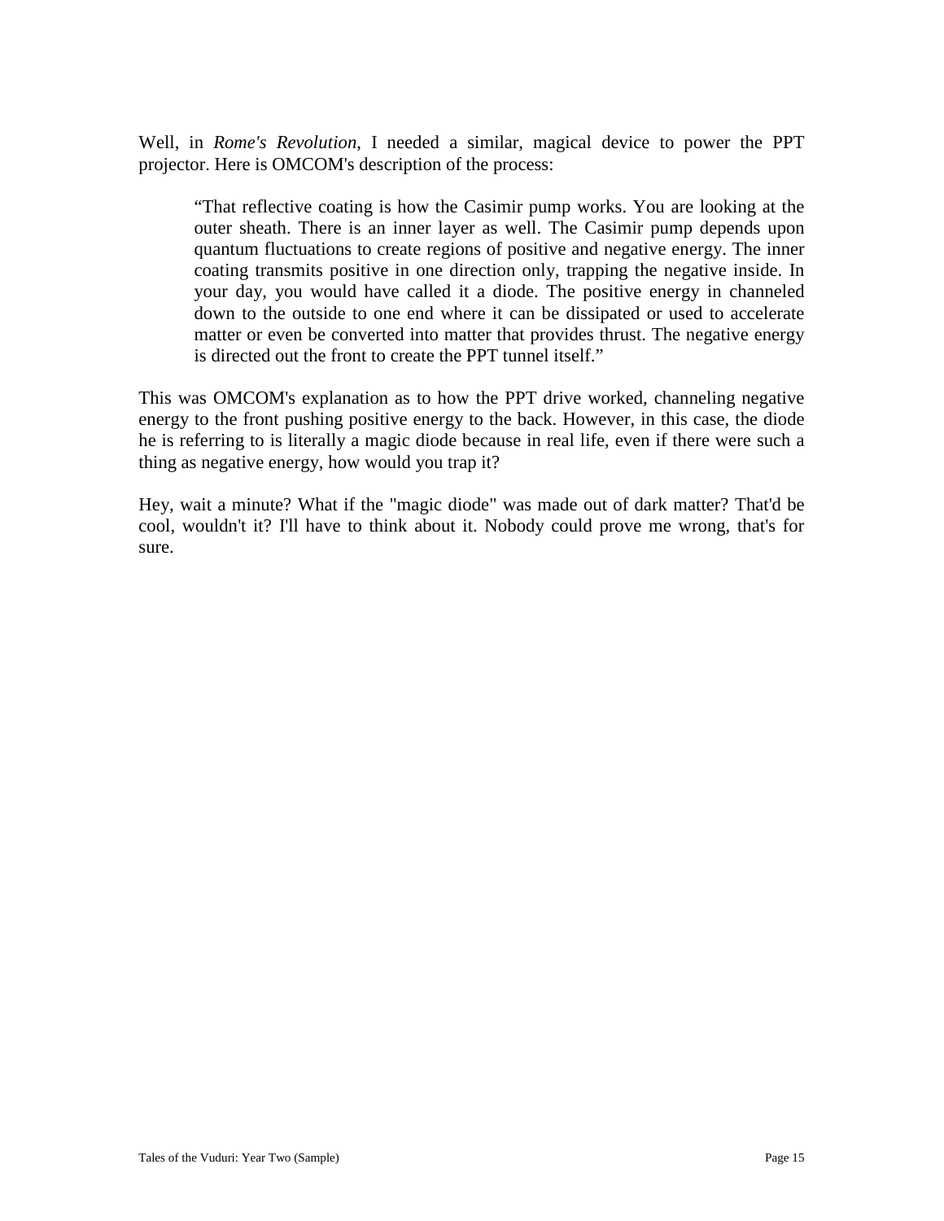Well, in *Rome's Revolution*, I needed a similar, magical device to power the PPT projector. Here is OMCOM's description of the process:

> “That reflective coating is how the Casimir pump works. You are looking at the outer sheath. There is an inner layer as well. The Casimir pump depends upon quantum fluctuations to create regions of positive and negative energy. The inner coating transmits positive in one direction only, trapping the negative inside. In your day, you would have called it a diode. The positive energy in channeled down to the outside to one end where it can be dissipated or used to accelerate matter or even be converted into matter that provides thrust. The negative energy is directed out the front to create the PPT tunnel itself.”

This was OMCOM's explanation as to how the PPT drive worked, channeling negative energy to the front pushing positive energy to the back. However, in this case, the diode he is referring to is literally a magic diode because in real life, even if there were such a thing as negative energy, how would you trap it?

Hey, wait a minute? What if the "magic diode" was made out of dark matter? That'd be cool, wouldn't it? I'll have to think about it. Nobody could prove me wrong, that's for sure.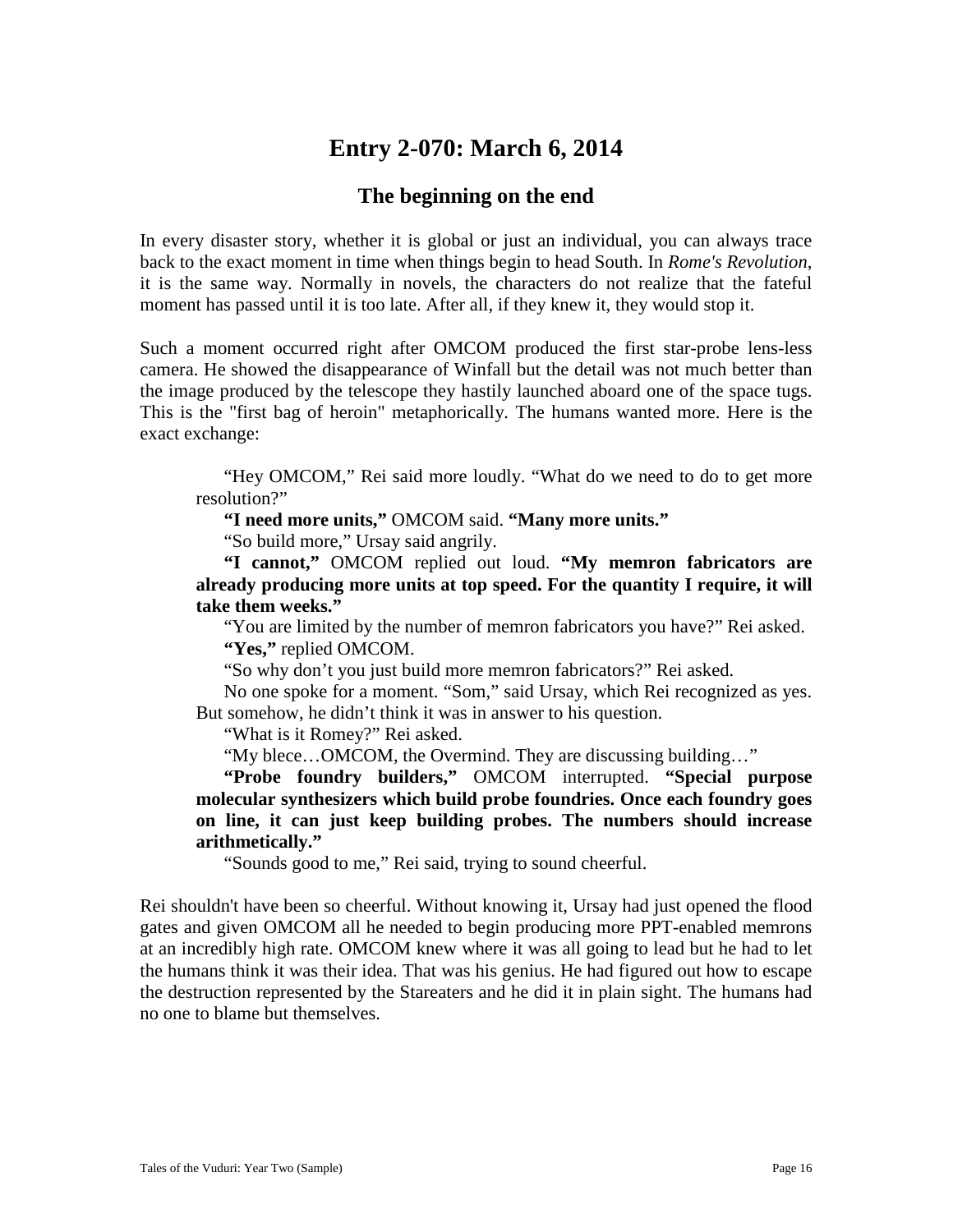# Entry 2-070: March 6, 2014

## The beginning on the end

In every disaster story, whether it is global or just an individual, you can always trace back to the exact moment in time when things begin to head South. In *Rome's Revolution*, it is the same way. Normally in novels, the characters do not realize that the fateful moment has passed until it is too late. After all, if they knew it, they would stop it.

Such a moment occurred right after OMCOM produced the first star-probe lens-less camera. He showed the disappearance of Winfall but the detail was not much better than the image produced by the telescope they hastily launched aboard one of the space tugs. This is the "first bag of heroin" metaphorically. The humans wanted more. Here is the exact exchange:

> "Hey OMCOM," Rei said more loudly. "What do we need to do to get more resolution?"
>
> **"I need more units,"** OMCOM said. **"Many more units."**
>
> "So build more," Ursay said angrily.
>
> **"I cannot,"** OMCOM replied out loud. **"My memron fabricators are already producing more units at top speed. For the quantity I require, it will take them weeks."**
>
> "You are limited by the number of memron fabricators you have?" Rei asked.
>
> **"Yes,"** replied OMCOM.
>
> "So why don't you just build more memron fabricators?" Rei asked.
>
> No one spoke for a moment. "Som," said Ursay, which Rei recognized as yes. But somehow, he didn't think it was in answer to his question.
>
> "What is it Romey?" Rei asked.
>
> "My blece…OMCOM, the Overmind. They are discussing building…"
>
> **"Probe foundry builders,"** OMCOM interrupted. **"Special purpose molecular synthesizers which build probe foundries. Once each foundry goes on line, it can just keep building probes. The numbers should increase arithmetically."**
>
> "Sounds good to me," Rei said, trying to sound cheerful.

Rei shouldn't have been so cheerful. Without knowing it, Ursay had just opened the flood gates and given OMCOM all he needed to begin producing more PPT-enabled memrons at an incredibly high rate. OMCOM knew where it was all going to lead but he had to let the humans think it was their idea. That was his genius. He had figured out how to escape the destruction represented by the Stareaters and he did it in plain sight. The humans had no one to blame but themselves.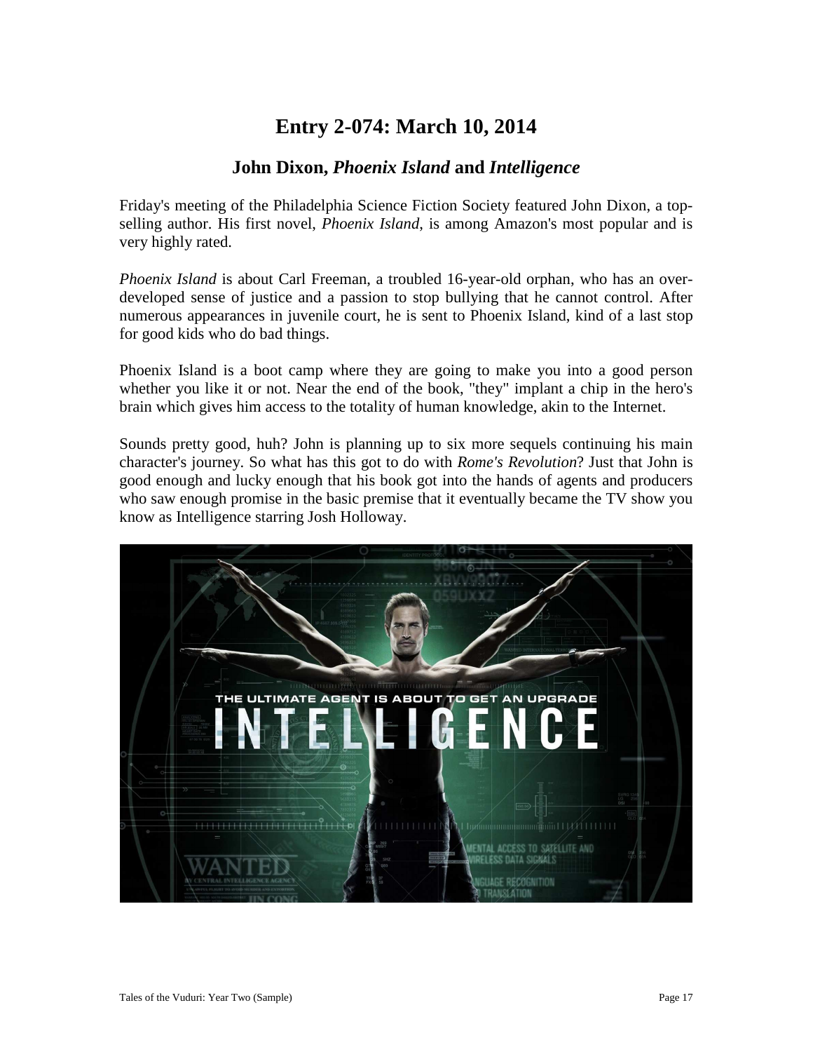# Entry 2-074: March 10, 2014

## John Dixon, *Phoenix Island* and *Intelligence*

Friday's meeting of the Philadelphia Science Fiction Society featured John Dixon, a top-selling author. His first novel, *Phoenix Island*, is among Amazon's most popular and is very highly rated.

*Phoenix Island* is about Carl Freeman, a troubled 16-year-old orphan, who has an over-developed sense of justice and a passion to stop bullying that he cannot control. After numerous appearances in juvenile court, he is sent to Phoenix Island, kind of a last stop for good kids who do bad things.

Phoenix Island is a boot camp where they are going to make you into a good person whether you like it or not. Near the end of the book, "they" implant a chip in the hero's brain which gives him access to the totality of human knowledge, akin to the Internet.

Sounds pretty good, huh? John is planning up to six more sequels continuing his main character's journey. So what has this got to do with *Rome's Revolution*? Just that John is good enough and lucky enough that his book got into the hands of agents and producers who saw enough promise in the basic premise that it eventually became the TV show you know as Intelligence starring Josh Holloway.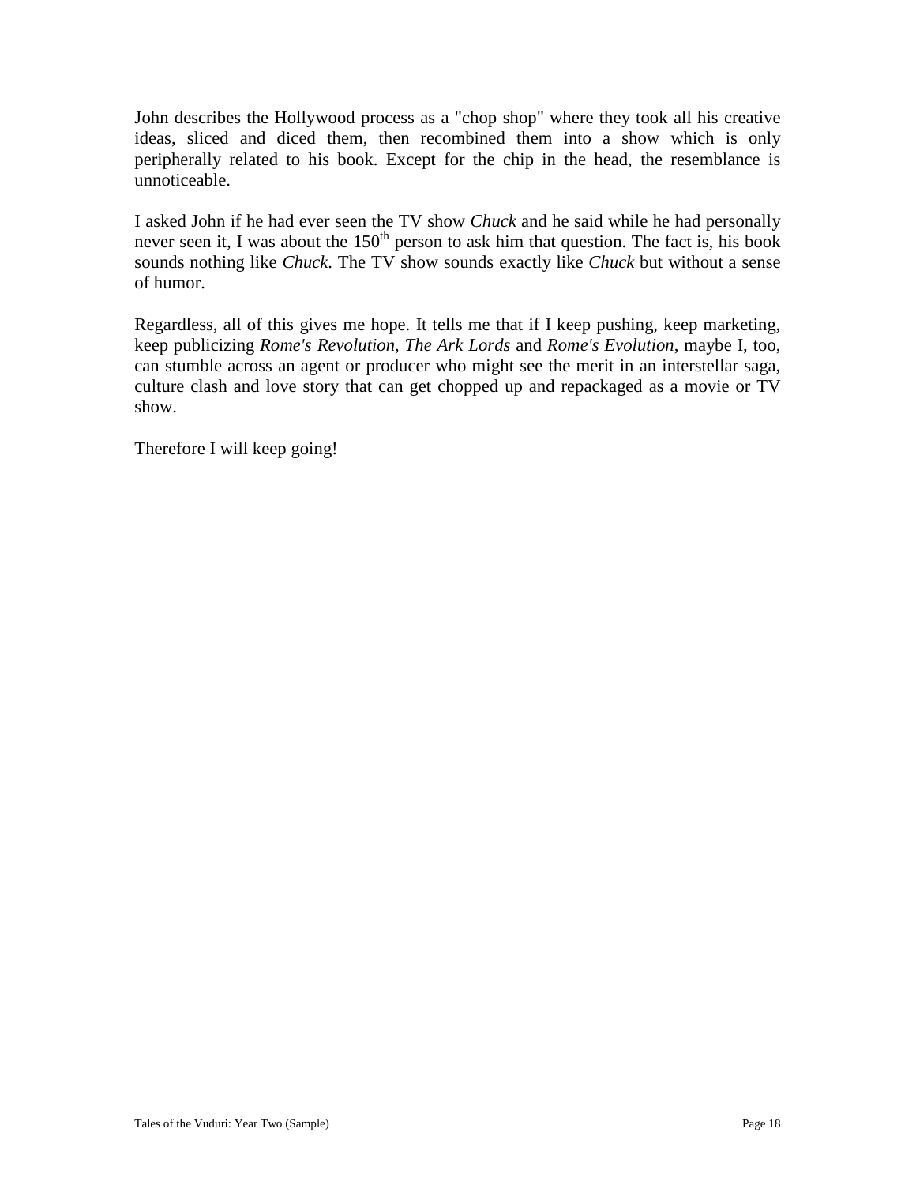John describes the Hollywood process as a "chop shop" where they took all his creative ideas, sliced and diced them, then recombined them into a show which is only peripherally related to his book. Except for the chip in the head, the resemblance is unnoticeable.

I asked John if he had ever seen the TV show *Chuck* and he said while he had personally never seen it, I was about the 150th person to ask him that question. The fact is, his book sounds nothing like *Chuck*. The TV show sounds exactly like *Chuck* but without a sense of humor.

Regardless, all of this gives me hope. It tells me that if I keep pushing, keep marketing, keep publicizing *Rome's Revolution*, *The Ark Lords* and *Rome's Evolution*, maybe I, too, can stumble across an agent or producer who might see the merit in an interstellar saga, culture clash and love story that can get chopped up and repackaged as a movie or TV show.

Therefore I will keep going!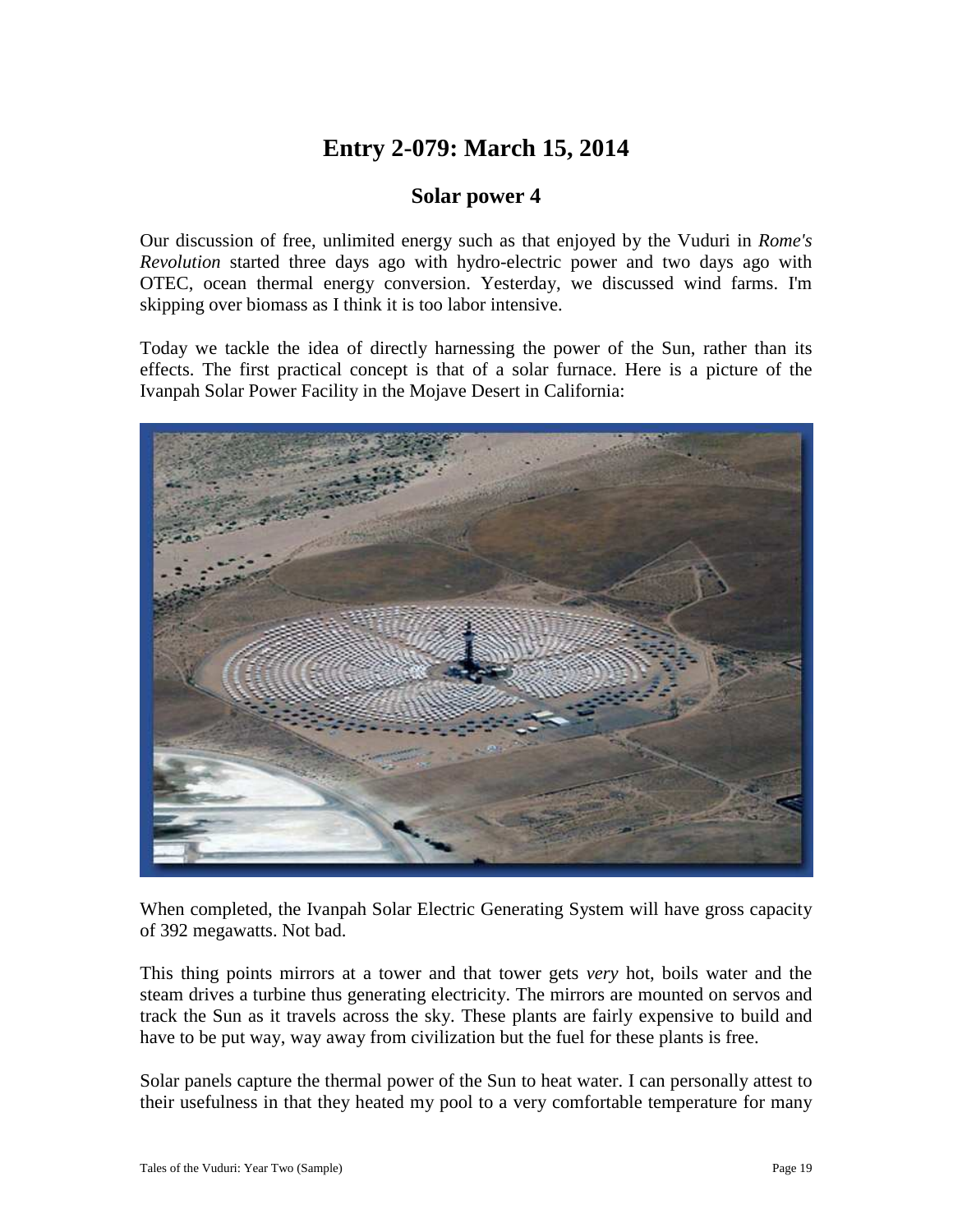# Entry 2-079: March 15, 2014

## Solar power 4

Our discussion of free, unlimited energy such as that enjoyed by the Vuduri in *Rome's Revolution* started three days ago with hydro-electric power and two days ago with OTEC, ocean thermal energy conversion. Yesterday, we discussed wind farms. I'm skipping over biomass as I think it is too labor intensive.

Today we tackle the idea of directly harnessing the power of the Sun, rather than its effects. The first practical concept is that of a solar furnace. Here is a picture of the Ivanpah Solar Power Facility in the Mojave Desert in California:

When completed, the Ivanpah Solar Electric Generating System will have gross capacity of 392 megawatts. Not bad.

This thing points mirrors at a tower and that tower gets *very* hot, boils water and the steam drives a turbine thus generating electricity. The mirrors are mounted on servos and track the Sun as it travels across the sky. These plants are fairly expensive to build and have to be put way, way away from civilization but the fuel for these plants is free.

Solar panels capture the thermal power of the Sun to heat water. I can personally attest to their usefulness in that they heated my pool to a very comfortable temperature for many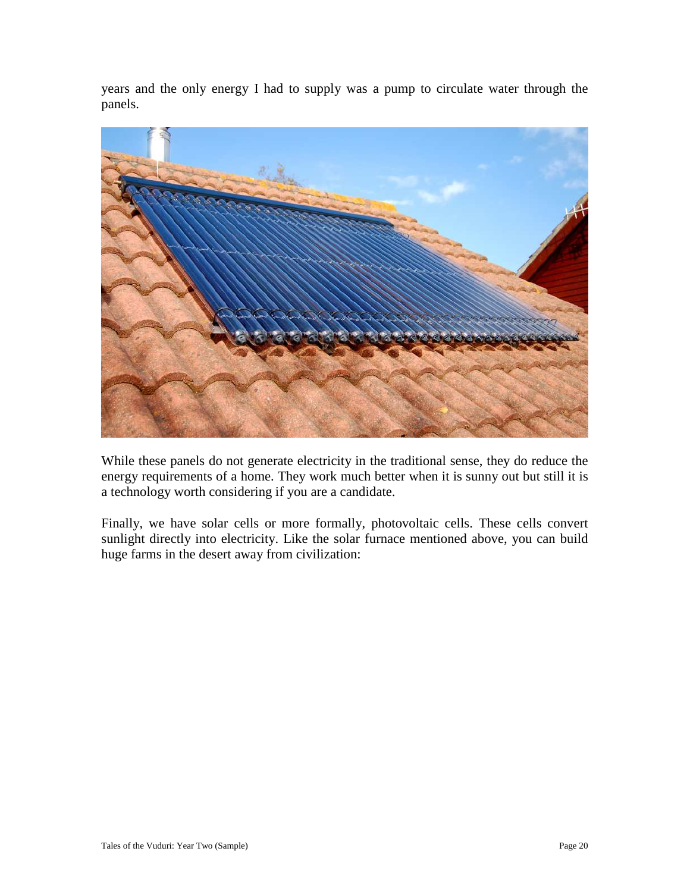years and the only energy I had to supply was a pump to circulate water through the panels.

While these panels do not generate electricity in the traditional sense, they do reduce the energy requirements of a home. They work much better when it is sunny out but still it is a technology worth considering if you are a candidate.

Finally, we have solar cells or more formally, photovoltaic cells. These cells convert sunlight directly into electricity. Like the solar furnace mentioned above, you can build huge farms in the desert away from civilization: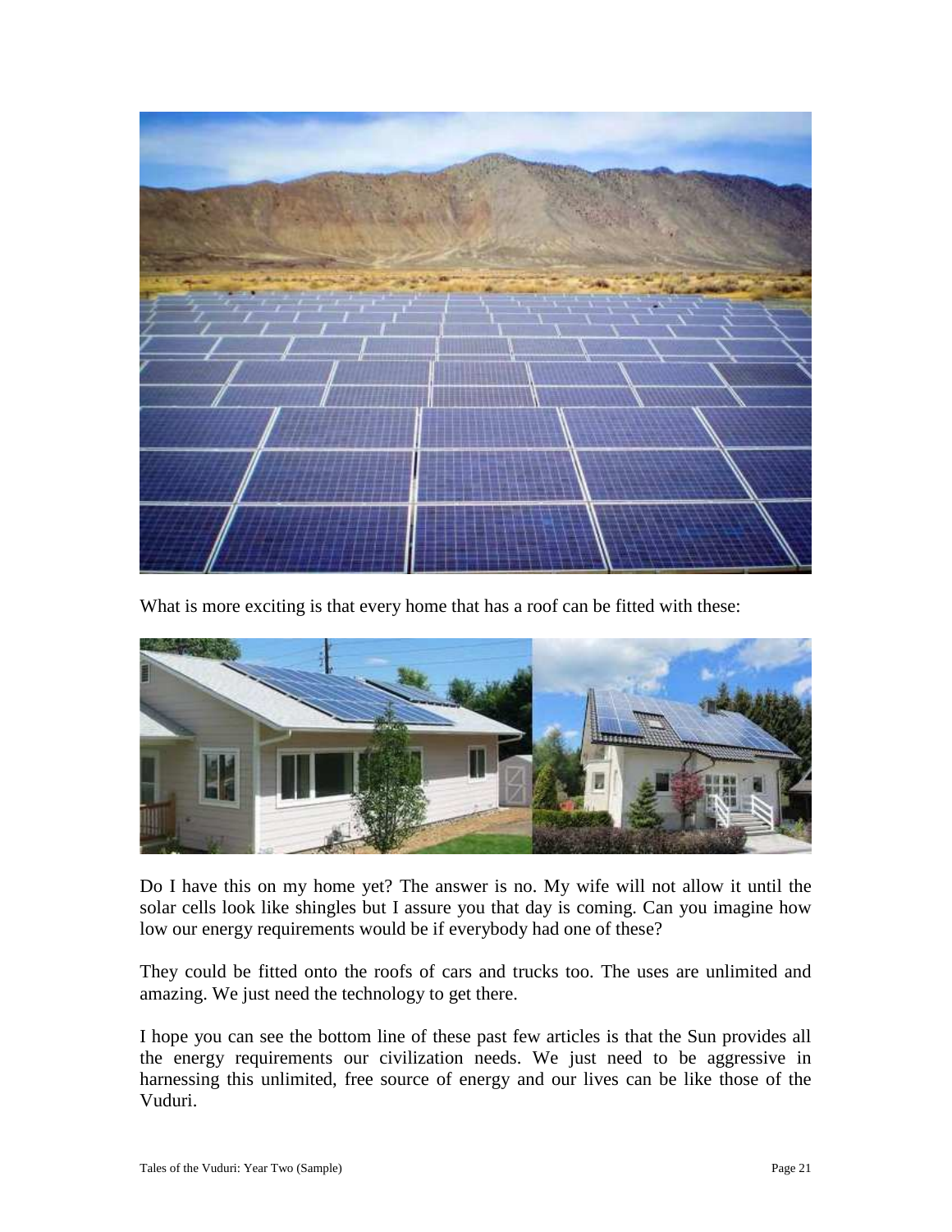What is more exciting is that every home that has a roof can be fitted with these:

Do I have this on my home yet? The answer is no. My wife will not allow it until the solar cells look like shingles but I assure you that day is coming. Can you imagine how low our energy requirements would be if everybody had one of these?

They could be fitted onto the roofs of cars and trucks too. The uses are unlimited and amazing. We just need the technology to get there.

I hope you can see the bottom line of these past few articles is that the Sun provides all the energy requirements our civilization needs. We just need to be aggressive in harnessing this unlimited, free source of energy and our lives can be like those of the Vuduri.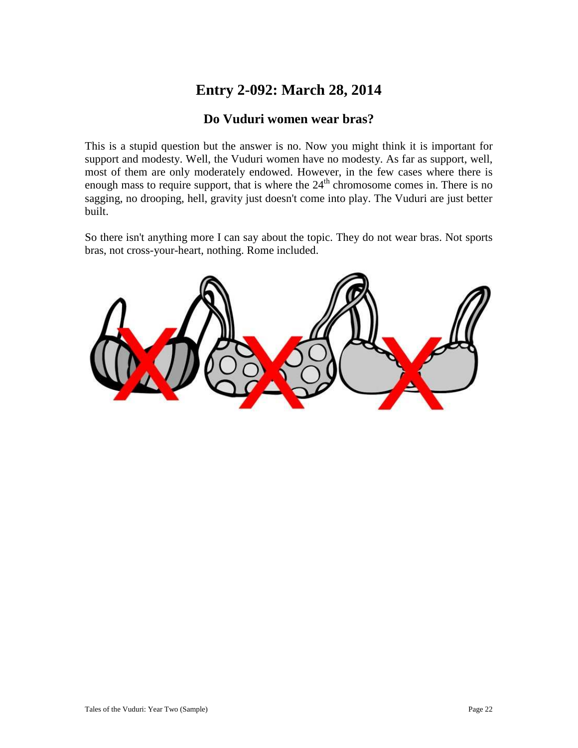# Entry 2-092: March 28, 2014

## Do Vuduri women wear bras?

This is a stupid question but the answer is no. Now you might think it is important for support and modesty. Well, the Vuduri women have no modesty. As far as support, well, most of them are only moderately endowed. However, in the few cases where there is enough mass to require support, that is where the 24th chromosome comes in. There is no sagging, no drooping, hell, gravity just doesn't come into play. The Vuduri are just better built.

So there isn't anything more I can say about the topic. They do not wear bras. Not sports bras, not cross-your-heart, nothing. Rome included.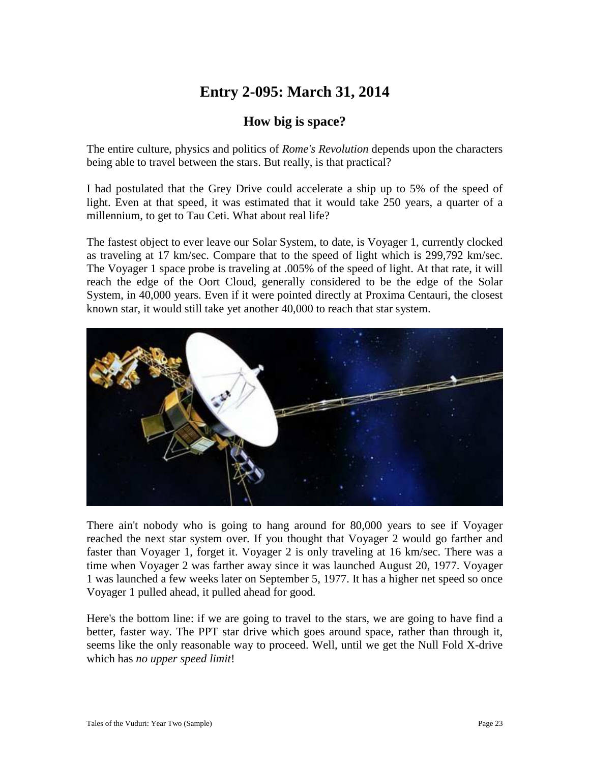# Entry 2-095: March 31, 2014

## How big is space?

The entire culture, physics and politics of *Rome's Revolution* depends upon the characters being able to travel between the stars. But really, is that practical?

I had postulated that the Grey Drive could accelerate a ship up to 5% of the speed of light. Even at that speed, it was estimated that it would take 250 years, a quarter of a millennium, to get to Tau Ceti. What about real life?

The fastest object to ever leave our Solar System, to date, is Voyager 1, currently clocked as traveling at 17 km/sec. Compare that to the speed of light which is 299,792 km/sec. The Voyager 1 space probe is traveling at .005% of the speed of light. At that rate, it will reach the edge of the Oort Cloud, generally considered to be the edge of the Solar System, in 40,000 years. Even if it were pointed directly at Proxima Centauri, the closest known star, it would still take yet another 40,000 to reach that star system.

There ain't nobody who is going to hang around for 80,000 years to see if Voyager reached the next star system over. If you thought that Voyager 2 would go farther and faster than Voyager 1, forget it. Voyager 2 is only traveling at 16 km/sec. There was a time when Voyager 2 was farther away since it was launched August 20, 1977. Voyager 1 was launched a few weeks later on September 5, 1977. It has a higher net speed so once Voyager 1 pulled ahead, it pulled ahead for good.

Here's the bottom line: if we are going to travel to the stars, we are going to have find a better, faster way. The PPT star drive which goes around space, rather than through it, seems like the only reasonable way to proceed. Well, until we get the Null Fold X-drive which has *no upper speed limit*!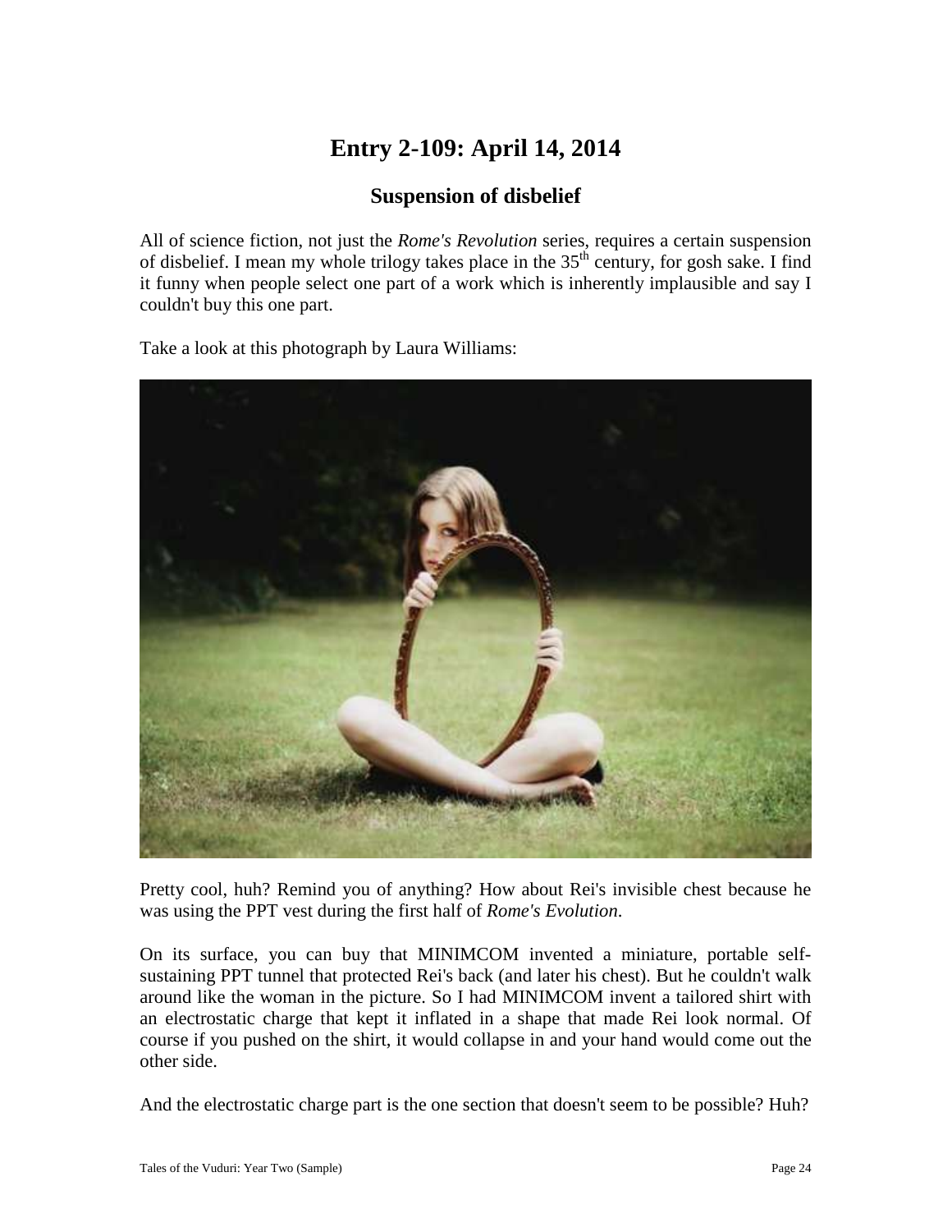# Entry 2-109: April 14, 2014

## Suspension of disbelief

All of science fiction, not just the *Rome's Revolution* series, requires a certain suspension of disbelief. I mean my whole trilogy takes place in the 35th century, for gosh sake. I find it funny when people select one part of a work which is inherently implausible and say I couldn't buy this one part.

Take a look at this photograph by Laura Williams:

Pretty cool, huh? Remind you of anything? How about Rei's invisible chest because he was using the PPT vest during the first half of *Rome's Evolution*.

On its surface, you can buy that MINIMCOM invented a miniature, portable self-sustaining PPT tunnel that protected Rei's back (and later his chest). But he couldn't walk around like the woman in the picture. So I had MINIMCOM invent a tailored shirt with an electrostatic charge that kept it inflated in a shape that made Rei look normal. Of course if you pushed on the shirt, it would collapse in and your hand would come out the other side.

And the electrostatic charge part is the one section that doesn't seem to be possible? Huh?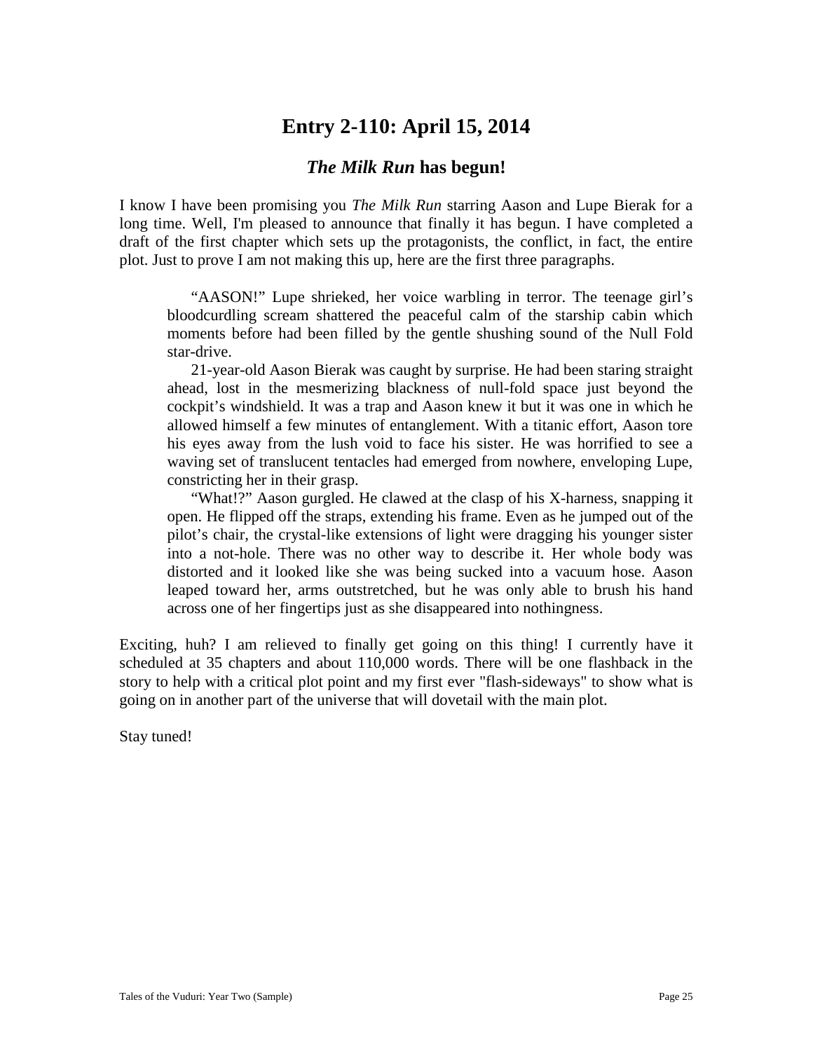# Entry 2-110: April 15, 2014

## *The Milk Run* has begun!

I know I have been promising you *The Milk Run* starring Aason and Lupe Bierak for a long time. Well, I'm pleased to announce that finally it has begun. I have completed a draft of the first chapter which sets up the protagonists, the conflict, in fact, the entire plot. Just to prove I am not making this up, here are the first three paragraphs.

> "AASON!" Lupe shrieked, her voice warbling in terror. The teenage girl's bloodcurdling scream shattered the peaceful calm of the starship cabin which moments before had been filled by the gentle shushing sound of the Null Fold star-drive.
>
> 21-year-old Aason Bierak was caught by surprise. He had been staring straight ahead, lost in the mesmerizing blackness of null-fold space just beyond the cockpit's windshield. It was a trap and Aason knew it but it was one in which he allowed himself a few minutes of entanglement. With a titanic effort, Aason tore his eyes away from the lush void to face his sister. He was horrified to see a waving set of translucent tentacles had emerged from nowhere, enveloping Lupe, constricting her in their grasp.
>
> "What!?" Aason gurgled. He clawed at the clasp of his X-harness, snapping it open. He flipped off the straps, extending his frame. Even as he jumped out of the pilot's chair, the crystal-like extensions of light were dragging his younger sister into a not-hole. There was no other way to describe it. Her whole body was distorted and it looked like she was being sucked into a vacuum hose. Aason leaped toward her, arms outstretched, but he was only able to brush his hand across one of her fingertips just as she disappeared into nothingness.

Exciting, huh? I am relieved to finally get going on this thing! I currently have it scheduled at 35 chapters and about 110,000 words. There will be one flashback in the story to help with a critical plot point and my first ever "flash-sideways" to show what is going on in another part of the universe that will dovetail with the main plot.

Stay tuned!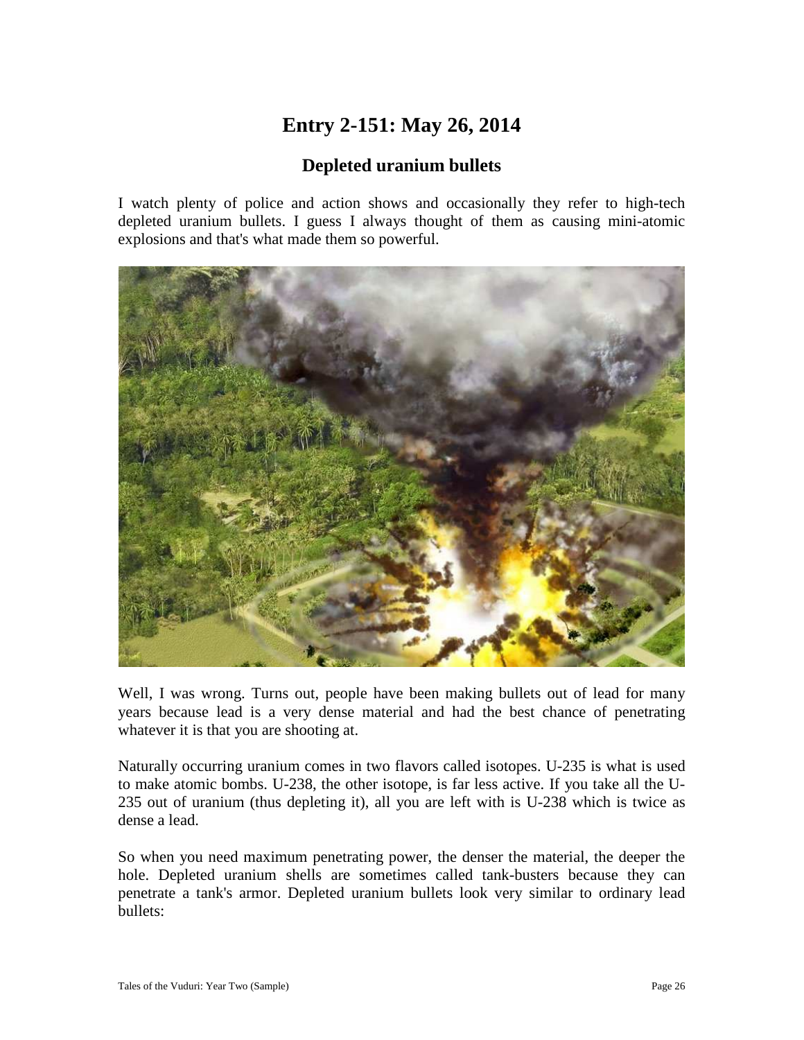# Entry 2-151: May 26, 2014

## Depleted uranium bullets

I watch plenty of police and action shows and occasionally they refer to high-tech depleted uranium bullets. I guess I always thought of them as causing mini-atomic explosions and that's what made them so powerful.

Well, I was wrong. Turns out, people have been making bullets out of lead for many years because lead is a very dense material and had the best chance of penetrating whatever it is that you are shooting at.

Naturally occurring uranium comes in two flavors called isotopes. U-235 is what is used to make atomic bombs. U-238, the other isotope, is far less active. If you take all the U-235 out of uranium (thus depleting it), all you are left with is U-238 which is twice as dense a lead.

So when you need maximum penetrating power, the denser the material, the deeper the hole. Depleted uranium shells are sometimes called tank-busters because they can penetrate a tank's armor. Depleted uranium bullets look very similar to ordinary lead bullets: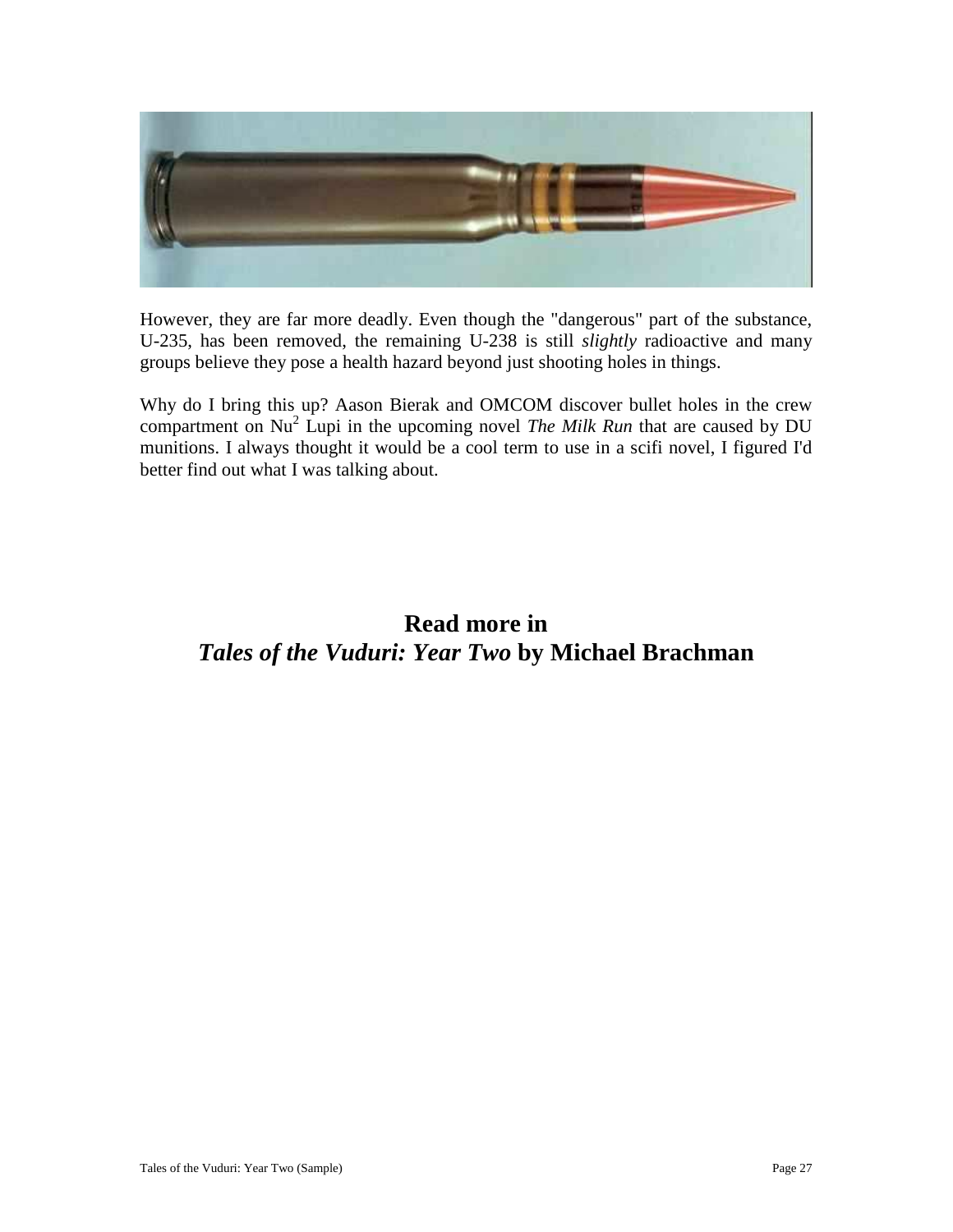However, they are far more deadly. Even though the "dangerous" part of the substance, U-235, has been removed, the remaining U-238 is still *slightly* radioactive and many groups believe they pose a health hazard beyond just shooting holes in things.

Why do I bring this up? Aason Bierak and OMCOM discover bullet holes in the crew compartment on $Nu^2$ Lupi in the upcoming novel *The Milk Run* that are caused by DU munitions. I always thought it would be a cool term to use in a scifi novel, I figured I'd better find out what I was talking about.

## Read more in *Tales of the Vuduri: Year Two* by Michael Brachman